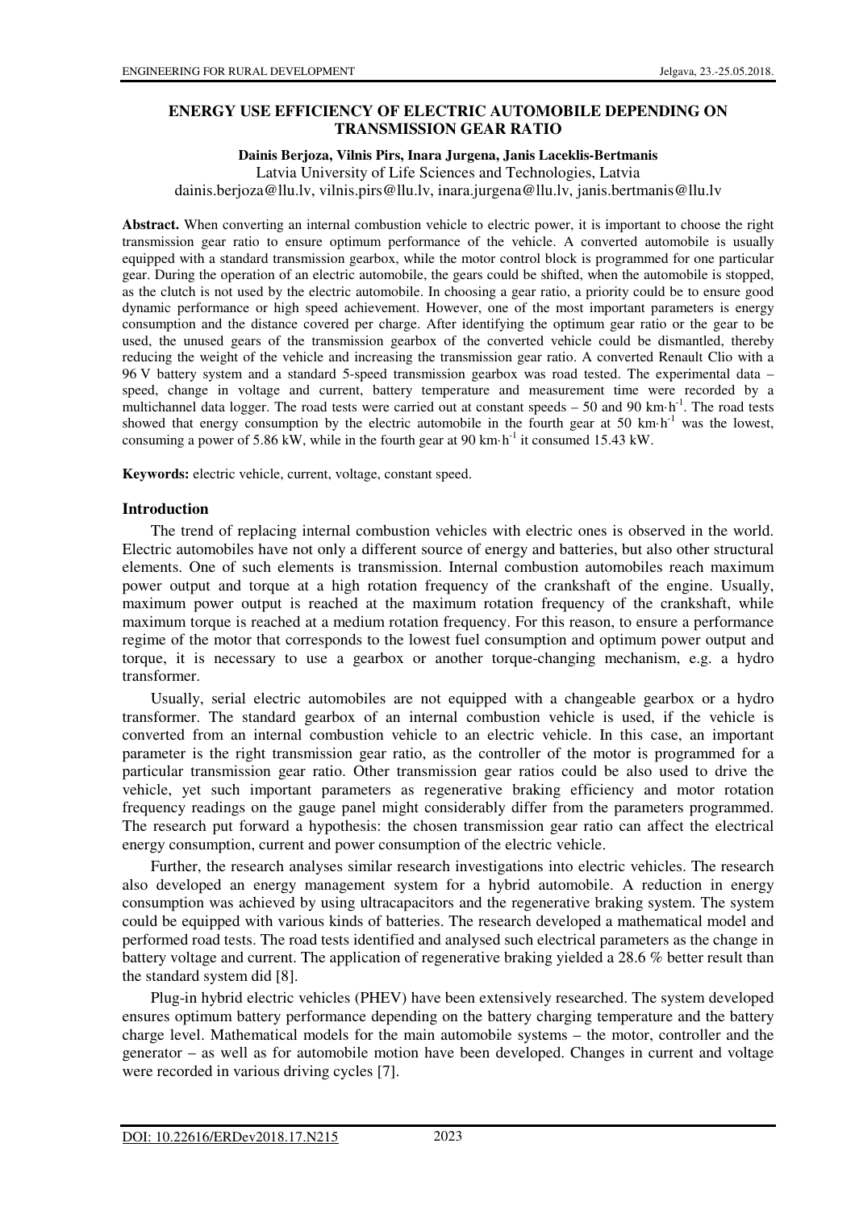# ENERGY USE EFFICIENCY OF ELECTRIC AUTOMOBILE DEPENDING ON TRANSMISSION GEAR RATIO

**Dainis Berjoza, Vilnis Pirs, Inara Jurgena, Janis Laceklis-Bertmanis**

Latvia University of Life Sciences and Technologies, Latvia

dainis.berjoza@llu.lv, vilnis.pirs@llu.lv, inara.jurgena@llu.lv, janis.bertmanis@llu.lv

**Abstract.** When converting an internal combustion vehicle to electric power, it is important to choose the right transmission gear ratio to ensure optimum performance of the vehicle. A converted automobile is usually equipped with a standard transmission gearbox, while the motor control block is programmed for one particular gear. During the operation of an electric automobile, the gears could be shifted, when the automobile is stopped, as the clutch is not used by the electric automobile. In choosing a gear ratio, a priority could be to ensure good dynamic performance or high speed achievement. However, one of the most important parameters is energy consumption and the distance covered per charge. After identifying the optimum gear ratio or the gear to be used, the unused gears of the transmission gearbox of the converted vehicle could be dismantled, thereby reducing the weight of the vehicle and increasing the transmission gear ratio. A converted Renault Clio with a 96 V battery system and a standard 5-speed transmission gearbox was road tested. The experimental data – speed, change in voltage and current, battery temperature and measurement time were recorded by a multichannel data logger. The road tests were carried out at constant speeds – 50 and 90 km·h$^{-1}$. The road tests showed that energy consumption by the electric automobile in the fourth gear at 50 km·h$^{-1}$ was the lowest, consuming a power of 5.86 kW, while in the fourth gear at 90 km·h$^{-1}$ it consumed 15.43 kW.

**Keywords:** electric vehicle, current, voltage, constant speed.

## Introduction

The trend of replacing internal combustion vehicles with electric ones is observed in the world. Electric automobiles have not only a different source of energy and batteries, but also other structural elements. One of such elements is transmission. Internal combustion automobiles reach maximum power output and torque at a high rotation frequency of the crankshaft of the engine. Usually, maximum power output is reached at the maximum rotation frequency of the crankshaft, while maximum torque is reached at a medium rotation frequency. For this reason, to ensure a performance regime of the motor that corresponds to the lowest fuel consumption and optimum power output and torque, it is necessary to use a gearbox or another torque-changing mechanism, e.g. a hydro transformer.

Usually, serial electric automobiles are not equipped with a changeable gearbox or a hydro transformer. The standard gearbox of an internal combustion vehicle is used, if the vehicle is converted from an internal combustion vehicle to an electric vehicle. In this case, an important parameter is the right transmission gear ratio, as the controller of the motor is programmed for a particular transmission gear ratio. Other transmission gear ratios could be also used to drive the vehicle, yet such important parameters as regenerative braking efficiency and motor rotation frequency readings on the gauge panel might considerably differ from the parameters programmed. The research put forward a hypothesis: the chosen transmission gear ratio can affect the electrical energy consumption, current and power consumption of the electric vehicle.

Further, the research analyses similar research investigations into electric vehicles. The research also developed an energy management system for a hybrid automobile. A reduction in energy consumption was achieved by using ultracapacitors and the regenerative braking system. The system could be equipped with various kinds of batteries. The research developed a mathematical model and performed road tests. The road tests identified and analysed such electrical parameters as the change in battery voltage and current. The application of regenerative braking yielded a 28.6 % better result than the standard system did [8].

Plug-in hybrid electric vehicles (PHEV) have been extensively researched. The system developed ensures optimum battery performance depending on the battery charging temperature and the battery charge level. Mathematical models for the main automobile systems – the motor, controller and the generator – as well as for automobile motion have been developed. Changes in current and voltage were recorded in various driving cycles [7].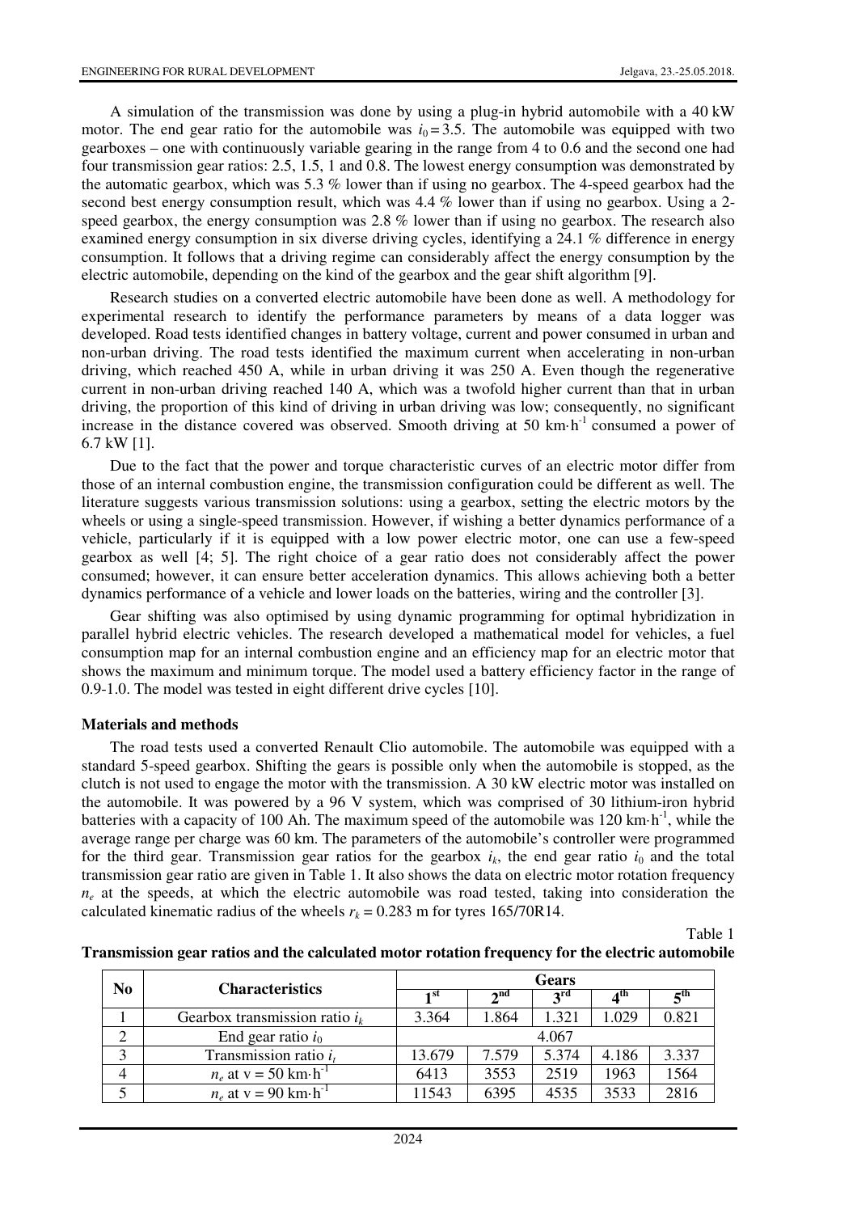A simulation of the transmission was done by using a plug-in hybrid automobile with a 40 kW motor. The end gear ratio for the automobile was $i_0 = 3.5$. The automobile was equipped with two gearboxes – one with continuously variable gearing in the range from 4 to 0.6 and the second one had four transmission gear ratios: 2.5, 1.5, 1 and 0.8. The lowest energy consumption was demonstrated by the automatic gearbox, which was 5.3 % lower than if using no gearbox. The 4-speed gearbox had the second best energy consumption result, which was 4.4 % lower than if using no gearbox. Using a 2-speed gearbox, the energy consumption was 2.8 % lower than if using no gearbox. The research also examined energy consumption in six diverse driving cycles, identifying a 24.1 % difference in energy consumption. It follows that a driving regime can considerably affect the energy consumption by the electric automobile, depending on the kind of the gearbox and the gear shift algorithm [9].

Research studies on a converted electric automobile have been done as well. A methodology for experimental research to identify the performance parameters by means of a data logger was developed. Road tests identified changes in battery voltage, current and power consumed in urban and non-urban driving. The road tests identified the maximum current when accelerating in non-urban driving, which reached 450 A, while in urban driving it was 250 A. Even though the regenerative current in non-urban driving reached 140 A, which was a twofold higher current than that in urban driving, the proportion of this kind of driving in urban driving was low; consequently, no significant increase in the distance covered was observed. Smooth driving at 50 km·h$^{-1}$ consumed a power of 6.7 kW [1].

Due to the fact that the power and torque characteristic curves of an electric motor differ from those of an internal combustion engine, the transmission configuration could be different as well. The literature suggests various transmission solutions: using a gearbox, setting the electric motors by the wheels or using a single-speed transmission. However, if wishing a better dynamics performance of a vehicle, particularly if it is equipped with a low power electric motor, one can use a few-speed gearbox as well [4; 5]. The right choice of a gear ratio does not considerably affect the power consumed; however, it can ensure better acceleration dynamics. This allows achieving both a better dynamics performance of a vehicle and lower loads on the batteries, wiring and the controller [3].

Gear shifting was also optimised by using dynamic programming for optimal hybridization in parallel hybrid electric vehicles. The research developed a mathematical model for vehicles, a fuel consumption map for an internal combustion engine and an efficiency map for an electric motor that shows the maximum and minimum torque. The model used a battery efficiency factor in the range of 0.9-1.0. The model was tested in eight different drive cycles [10].

## Materials and methods

The road tests used a converted Renault Clio automobile. The automobile was equipped with a standard 5-speed gearbox. Shifting the gears is possible only when the automobile is stopped, as the clutch is not used to engage the motor with the transmission. A 30 kW electric motor was installed on the automobile. It was powered by a 96 V system, which was comprised of 30 lithium-iron hybrid batteries with a capacity of 100 Ah. The maximum speed of the automobile was 120 km·h$^{-1}$, while the average range per charge was 60 km. The parameters of the automobile's controller were programmed for the third gear. Transmission gear ratios for the gearbox $i_k$, the end gear ratio $i_0$ and the total transmission gear ratio are given in Table 1. It also shows the data on electric motor rotation frequency $n_e$ at the speeds, at which the electric automobile was road tested, taking into consideration the calculated kinematic radius of the wheels $r_k = 0.283$ m for tyres 165/70R14.

Table 1

**Transmission gear ratios and the calculated motor rotation frequency for the electric automobile**

| No | Characteristics | Gears | | | | |
|---|---|---|---|---|---|---|
| | | 1st | 2nd | 3rd | 4th | 5th |
| 1 | Gearbox transmission ratio $i_k$ | 3.364 | 1.864 | 1.321 | 1.029 | 0.821 |
| 2 | End gear ratio $i_0$ | 4.067 | | | | |
| 3 | Transmission ratio $i_t$ | 13.679 | 7.579 | 5.374 | 4.186 | 3.337 |
| 4 | $n_e$ at v = 50 km·h$^{-1}$ | 6413 | 3553 | 2519 | 1963 | 1564 |
| 5 | $n_e$ at v = 90 km·h$^{-1}$ | 11543 | 6395 | 4535 | 3533 | 2816 |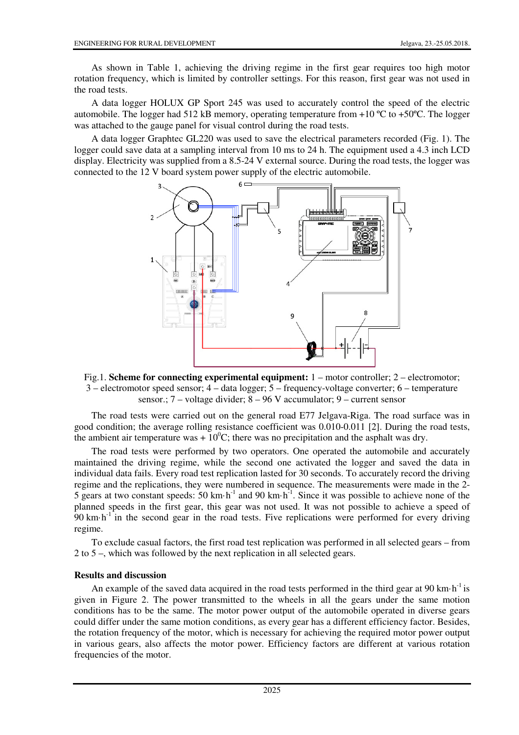As shown in Table 1, achieving the driving regime in the first gear requires too high motor rotation frequency, which is limited by controller settings. For this reason, first gear was not used in the road tests.

A data logger HOLUX GP Sport 245 was used to accurately control the speed of the electric automobile. The logger had 512 kB memory, operating temperature from +10 ºC to +50ºC. The logger was attached to the gauge panel for visual control during the road tests.

A data logger Graphtec GL220 was used to save the electrical parameters recorded (Fig. 1). The logger could save data at a sampling interval from 10 ms to 24 h. The equipment used a 4.3 inch LCD display. Electricity was supplied from a 8.5-24 V external source. During the road tests, the logger was connected to the 12 V board system power supply of the electric automobile.

Fig.1. **Scheme for connecting experimental equipment:** 1 – motor controller; 2 – electromotor; 3 – electromotor speed sensor; 4 – data logger; 5 – frequency-voltage converter; 6 – temperature sensor.; 7 – voltage divider; 8 – 96 V accumulator; 9 – current sensor

The road tests were carried out on the general road E77 Jelgava-Riga. The road surface was in good condition; the average rolling resistance coefficient was 0.010-0.011 [2]. During the road tests, the ambient air temperature was + $10^{0}$C; there was no precipitation and the asphalt was dry.

The road tests were performed by two operators. One operated the automobile and accurately maintained the driving regime, while the second one activated the logger and saved the data in individual data fails. Every road test replication lasted for 30 seconds. To accurately record the driving regime and the replications, they were numbered in sequence. The measurements were made in the 2-5 gears at two constant speeds: 50 km·h$^{-1}$ and 90 km·h$^{-1}$. Since it was possible to achieve none of the planned speeds in the first gear, this gear was not used. It was not possible to achieve a speed of 90 km·h$^{-1}$ in the second gear in the road tests. Five replications were performed for every driving regime.

To exclude casual factors, the first road test replication was performed in all selected gears – from 2 to 5 –, which was followed by the next replication in all selected gears.

## Results and discussion

An example of the saved data acquired in the road tests performed in the third gear at 90 km·h$^{-1}$ is given in Figure 2. The power transmitted to the wheels in all the gears under the same motion conditions has to be the same. The motor power output of the automobile operated in diverse gears could differ under the same motion conditions, as every gear has a different efficiency factor. Besides, the rotation frequency of the motor, which is necessary for achieving the required motor power output in various gears, also affects the motor power. Efficiency factors are different at various rotation frequencies of the motor.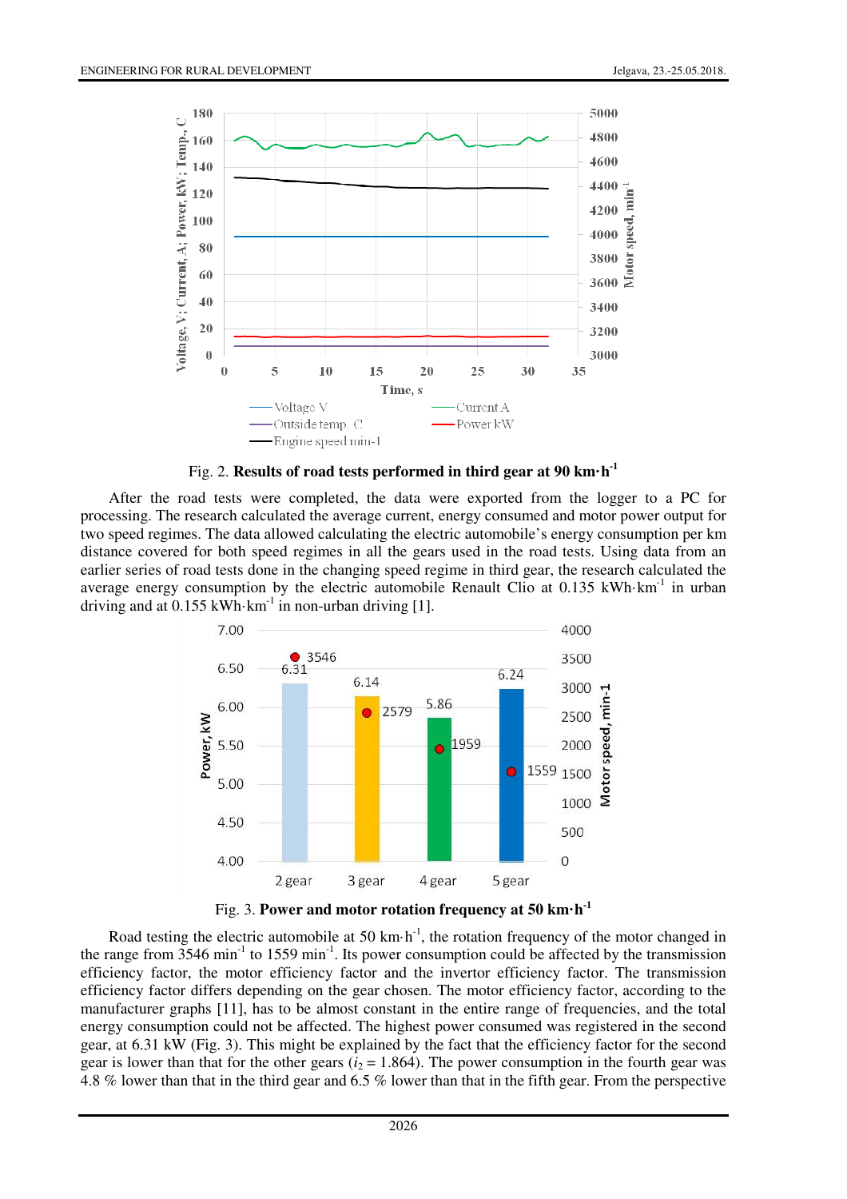Fig. 2. **Results of road tests performed in third gear at 90 km·h$^{-1}$**

After the road tests were completed, the data were exported from the logger to a PC for processing. The research calculated the average current, energy consumed and motor power output for two speed regimes. The data allowed calculating the electric automobile's energy consumption per km distance covered for both speed regimes in all the gears used in the road tests. Using data from an earlier series of road tests done in the changing speed regime in third gear, the research calculated the average energy consumption by the electric automobile Renault Clio at 0.135 kWh·km$^{-1}$ in urban driving and at 0.155 kWh·km$^{-1}$ in non-urban driving [1].

Fig. 3. **Power and motor rotation frequency at 50 km·h$^{-1}$**

Road testing the electric automobile at 50 km·h$^{-1}$, the rotation frequency of the motor changed in the range from 3546 min$^{-1}$ to 1559 min$^{-1}$. Its power consumption could be affected by the transmission efficiency factor, the motor efficiency factor and the invertor efficiency factor. The transmission efficiency factor differs depending on the gear chosen. The motor efficiency factor, according to the manufacturer graphs [11], has to be almost constant in the entire range of frequencies, and the total energy consumption could not be affected. The highest power consumed was registered in the second gear, at 6.31 kW (Fig. 3). This might be explained by the fact that the efficiency factor for the second gear is lower than that for the other gears ($i_2$ = 1.864). The power consumption in the fourth gear was 4.8 % lower than that in the third gear and 6.5 % lower than that in the fifth gear. From the perspective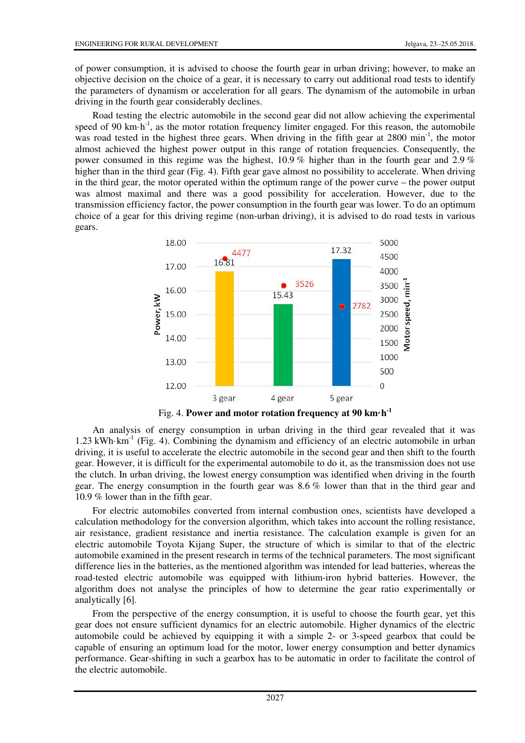of power consumption, it is advised to choose the fourth gear in urban driving; however, to make an objective decision on the choice of a gear, it is necessary to carry out additional road tests to identify the parameters of dynamism or acceleration for all gears. The dynamism of the automobile in urban driving in the fourth gear considerably declines.

Road testing the electric automobile in the second gear did not allow achieving the experimental speed of 90 km·h$^{-1}$, as the motor rotation frequency limiter engaged. For this reason, the automobile was road tested in the highest three gears. When driving in the fifth gear at 2800 min$^{-1}$, the motor almost achieved the highest power output in this range of rotation frequencies. Consequently, the power consumed in this regime was the highest, 10.9 % higher than in the fourth gear and 2.9 % higher than in the third gear (Fig. 4). Fifth gear gave almost no possibility to accelerate. When driving in the third gear, the motor operated within the optimum range of the power curve – the power output was almost maximal and there was a good possibility for acceleration. However, due to the transmission efficiency factor, the power consumption in the fourth gear was lower. To do an optimum choice of a gear for this driving regime (non-urban driving), it is advised to do road tests in various gears.

Fig. 4. **Power and motor rotation frequency at 90 km·h$^{-1}$**

An analysis of energy consumption in urban driving in the third gear revealed that it was 1.23 kWh·km$^{-1}$ (Fig. 4). Combining the dynamism and efficiency of an electric automobile in urban driving, it is useful to accelerate the electric automobile in the second gear and then shift to the fourth gear. However, it is difficult for the experimental automobile to do it, as the transmission does not use the clutch. In urban driving, the lowest energy consumption was identified when driving in the fourth gear. The energy consumption in the fourth gear was 8.6 % lower than that in the third gear and 10.9 % lower than in the fifth gear.

For electric automobiles converted from internal combustion ones, scientists have developed a calculation methodology for the conversion algorithm, which takes into account the rolling resistance, air resistance, gradient resistance and inertia resistance. The calculation example is given for an electric automobile Toyota Kijang Super, the structure of which is similar to that of the electric automobile examined in the present research in terms of the technical parameters. The most significant difference lies in the batteries, as the mentioned algorithm was intended for lead batteries, whereas the road-tested electric automobile was equipped with lithium-iron hybrid batteries. However, the algorithm does not analyse the principles of how to determine the gear ratio experimentally or analytically [6].

From the perspective of the energy consumption, it is useful to choose the fourth gear, yet this gear does not ensure sufficient dynamics for an electric automobile. Higher dynamics of the electric automobile could be achieved by equipping it with a simple 2- or 3-speed gearbox that could be capable of ensuring an optimum load for the motor, lower energy consumption and better dynamics performance. Gear-shifting in such a gearbox has to be automatic in order to facilitate the control of the electric automobile.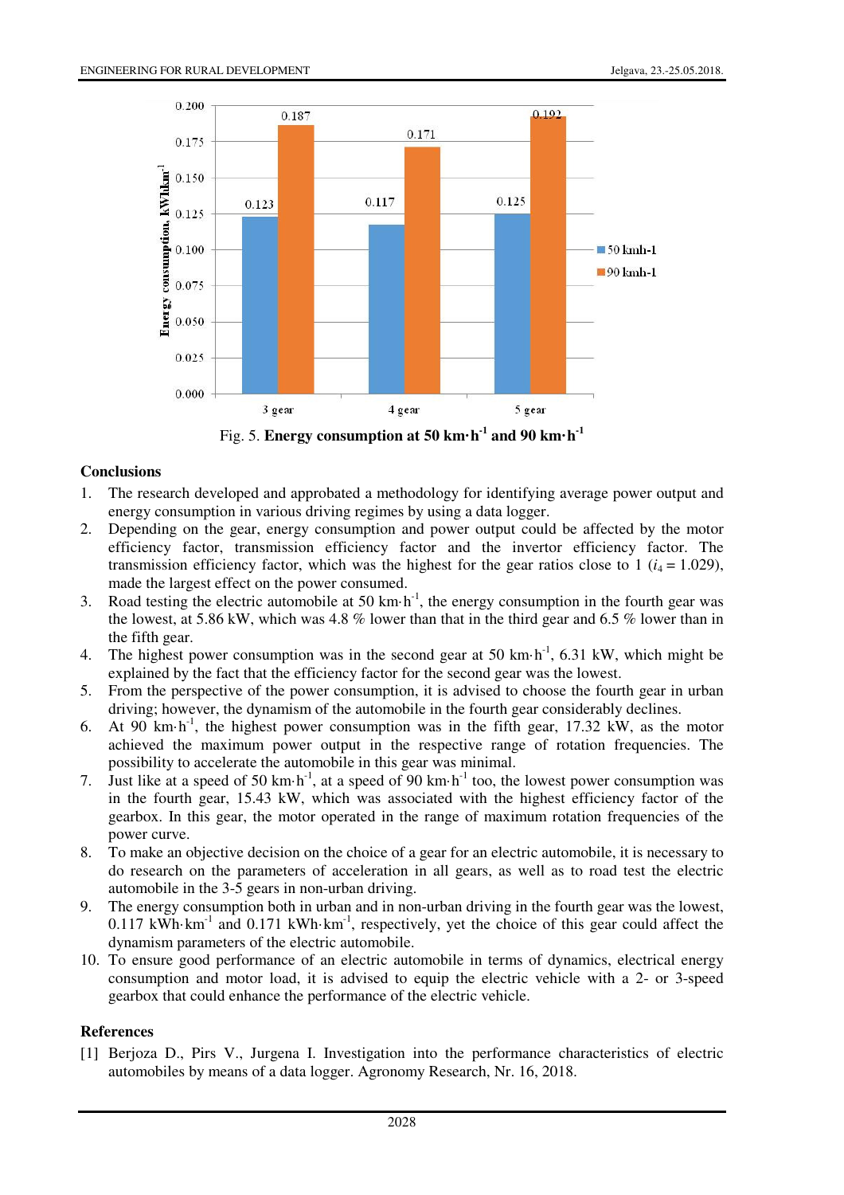Fig. 5. **Energy consumption at 50 km·h$^{-1}$ and 90 km·h$^{-1}$**

## Conclusions

1. The research developed and approbated a methodology for identifying average power output and energy consumption in various driving regimes by using a data logger.
2. Depending on the gear, energy consumption and power output could be affected by the motor efficiency factor, transmission efficiency factor and the invertor efficiency factor. The transmission efficiency factor, which was the highest for the gear ratios close to 1 ($i_4$ = 1.029), made the largest effect on the power consumed.
3. Road testing the electric automobile at 50 km·h$^{-1}$, the energy consumption in the fourth gear was the lowest, at 5.86 kW, which was 4.8 % lower than that in the third gear and 6.5 % lower than in the fifth gear.
4. The highest power consumption was in the second gear at 50 km·h$^{-1}$, 6.31 kW, which might be explained by the fact that the efficiency factor for the second gear was the lowest.
5. From the perspective of the power consumption, it is advised to choose the fourth gear in urban driving; however, the dynamism of the automobile in the fourth gear considerably declines.
6. At 90 km·h$^{-1}$, the highest power consumption was in the fifth gear, 17.32 kW, as the motor achieved the maximum power output in the respective range of rotation frequencies. The possibility to accelerate the automobile in this gear was minimal.
7. Just like at a speed of 50 km·h$^{-1}$, at a speed of 90 km·h$^{-1}$ too, the lowest power consumption was in the fourth gear, 15.43 kW, which was associated with the highest efficiency factor of the gearbox. In this gear, the motor operated in the range of maximum rotation frequencies of the power curve.
8. To make an objective decision on the choice of a gear for an electric automobile, it is necessary to do research on the parameters of acceleration in all gears, as well as to road test the electric automobile in the 3-5 gears in non-urban driving.
9. The energy consumption both in urban and in non-urban driving in the fourth gear was the lowest, 0.117 kWh·km$^{-1}$ and 0.171 kWh·km$^{-1}$, respectively, yet the choice of this gear could affect the dynamism parameters of the electric automobile.
10. To ensure good performance of an electric automobile in terms of dynamics, electrical energy consumption and motor load, it is advised to equip the electric vehicle with a 2- or 3-speed gearbox that could enhance the performance of the electric vehicle.

## References

[1] Berjoza D., Pirs V., Jurgena I. Investigation into the performance characteristics of electric automobiles by means of a data logger. Agronomy Research, Nr. 16, 2018.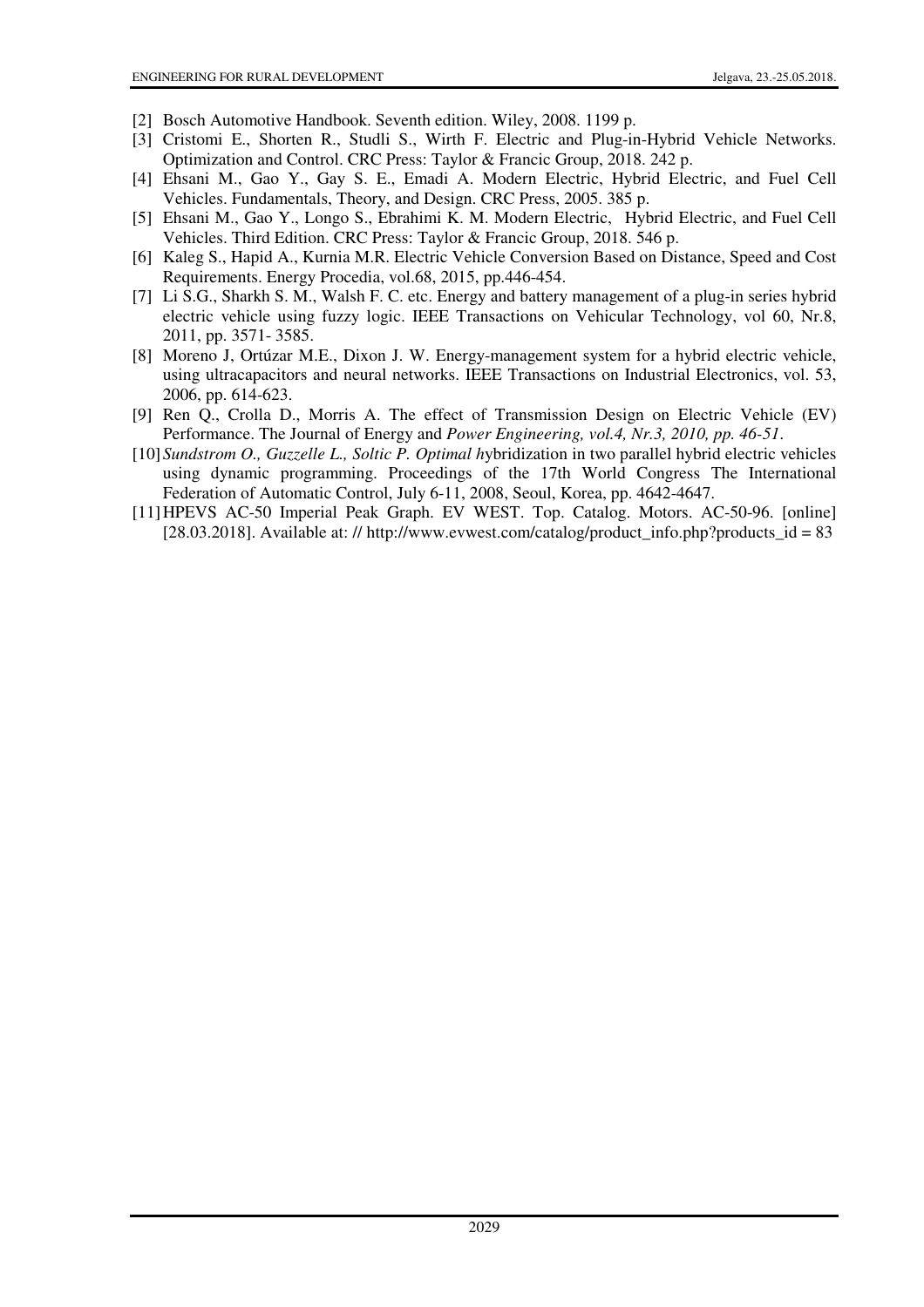[2] Bosch Automotive Handbook. Seventh edition. Wiley, 2008. 1199 p.

[3] Cristomi E., Shorten R., Studli S., Wirth F. Electric and Plug-in-Hybrid Vehicle Networks. Optimization and Control. CRC Press: Taylor & Francic Group, 2018. 242 p.

[4] Ehsani M., Gao Y., Gay S. E., Emadi A. Modern Electric, Hybrid Electric, and Fuel Cell Vehicles. Fundamentals, Theory, and Design. CRC Press, 2005. 385 p.

[5] Ehsani M., Gao Y., Longo S., Ebrahimi K. M. Modern Electric, Hybrid Electric, and Fuel Cell Vehicles. Third Edition. CRC Press: Taylor & Francic Group, 2018. 546 p.

[6] Kaleg S., Hapid A., Kurnia M.R. Electric Vehicle Conversion Based on Distance, Speed and Cost Requirements. Energy Procedia, vol.68, 2015, pp.446-454.

[7] Li S.G., Sharkh S. M., Walsh F. C. etc. Energy and battery management of a plug-in series hybrid electric vehicle using fuzzy logic. IEEE Transactions on Vehicular Technology, vol 60, Nr.8, 2011, pp. 3571- 3585.

[8] Moreno J, Ortúzar M.E., Dixon J. W. Energy-management system for a hybrid electric vehicle, using ultracapacitors and neural networks. IEEE Transactions on Industrial Electronics, vol. 53, 2006, pp. 614-623.

[9] Ren Q., Crolla D., Morris A. The effect of Transmission Design on Electric Vehicle (EV) Performance. The Journal of Energy and *Power Engineering, vol.4, Nr.3, 2010, pp. 46-51.*

[10] *Sundstrom O., Guzzelle L., Soltic P. Optimal h*ybridization in two parallel hybrid electric vehicles using dynamic programming. Proceedings of the 17th World Congress The International Federation of Automatic Control, July 6-11, 2008, Seoul, Korea, pp. 4642-4647.

[11] HPEVS AC-50 Imperial Peak Graph. EV WEST. Top. Catalog. Motors. AC-50-96. [online] [28.03.2018]. Available at: // http://www.evwest.com/catalog/product_info.php?products_id = 83